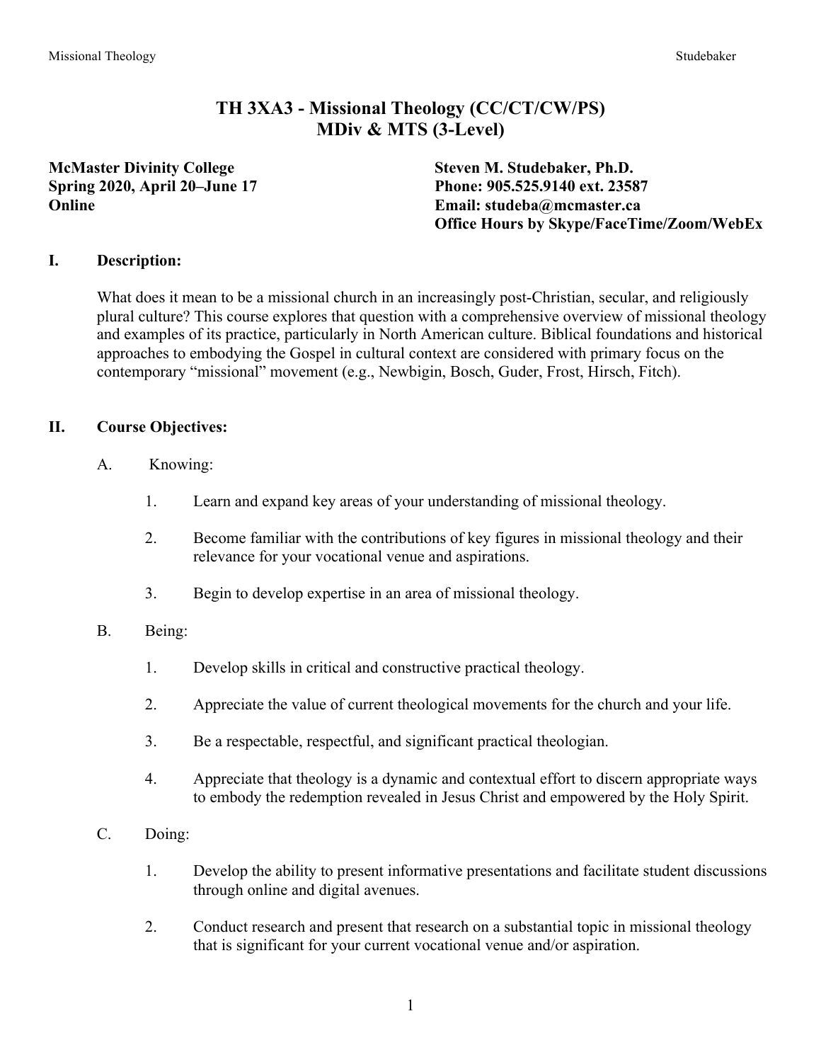# TH 3XA3 - Missional Theology (CC/CT/CW/PS)
# MDiv & MTS (3-Level)

**McMaster Divinity College**
**Spring 2020, April 20–June 17**
**Online**

**Steven M. Studebaker, Ph.D.**
**Phone: 905.525.9140 ext. 23587**
**Email: studeba@mcmaster.ca**
**Office Hours by Skype/FaceTime/Zoom/WebEx**

## I. Description:

What does it mean to be a missional church in an increasingly post-Christian, secular, and religiously plural culture? This course explores that question with a comprehensive overview of missional theology and examples of its practice, particularly in North American culture. Biblical foundations and historical approaches to embodying the Gospel in cultural context are considered with primary focus on the contemporary "missional" movement (e.g., Newbigin, Bosch, Guder, Frost, Hirsch, Fitch).

## II. Course Objectives:

A. Knowing:

1. Learn and expand key areas of your understanding of missional theology.
2. Become familiar with the contributions of key figures in missional theology and their relevance for your vocational venue and aspirations.
3. Begin to develop expertise in an area of missional theology.

B. Being:

1. Develop skills in critical and constructive practical theology.
2. Appreciate the value of current theological movements for the church and your life.
3. Be a respectable, respectful, and significant practical theologian.
4. Appreciate that theology is a dynamic and contextual effort to discern appropriate ways to embody the redemption revealed in Jesus Christ and empowered by the Holy Spirit.

C. Doing:

1. Develop the ability to present informative presentations and facilitate student discussions through online and digital avenues.
2. Conduct research and present that research on a substantial topic in missional theology that is significant for your current vocational venue and/or aspiration.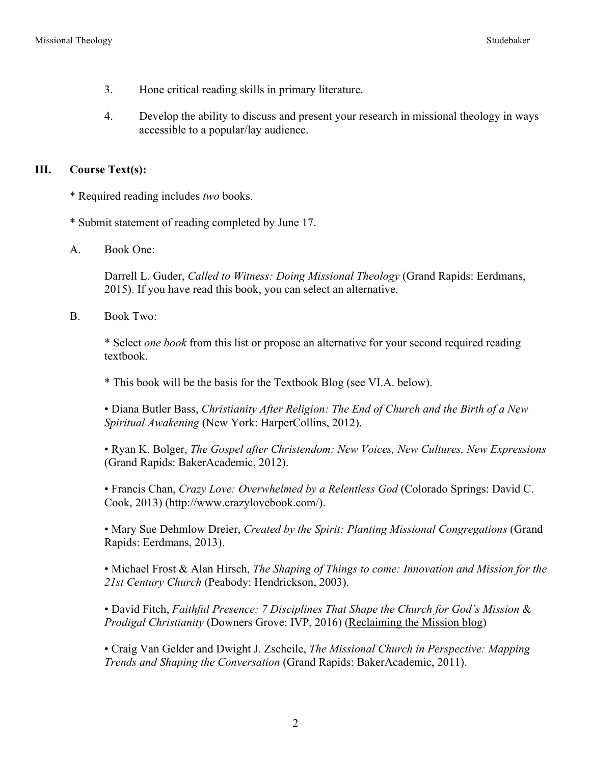3. Hone critical reading skills in primary literature.

4. Develop the ability to discuss and present your research in missional theology in ways accessible to a popular/lay audience.

## III. Course Text(s):

* Required reading includes *two* books.

* Submit statement of reading completed by June 17.

A. Book One:

Darrell L. Guder, *Called to Witness: Doing Missional Theology* (Grand Rapids: Eerdmans, 2015). If you have read this book, you can select an alternative.

B. Book Two:

* Select *one book* from this list or propose an alternative for your second required reading textbook.

* This book will be the basis for the Textbook Blog (see VI.A. below).

• Diana Butler Bass, *Christianity After Religion: The End of Church and the Birth of a New Spiritual Awakening* (New York: HarperCollins, 2012).

• Ryan K. Bolger, *The Gospel after Christendom: New Voices, New Cultures, New Expressions* (Grand Rapids: BakerAcademic, 2012).

• Francis Chan, *Crazy Love: Overwhelmed by a Relentless God* (Colorado Springs: David C. Cook, 2013) (http://www.crazylovebook.com/).

• Mary Sue Dehmlow Dreier, *Created by the Spirit: Planting Missional Congregations* (Grand Rapids: Eerdmans, 2013).

• Michael Frost & Alan Hirsch, *The Shaping of Things to come: Innovation and Mission for the 21st Century Church* (Peabody: Hendrickson, 2003).

• David Fitch, *Faithful Presence: 7 Disciplines That Shape the Church for God's Mission* & *Prodigal Christianity* (Downers Grove: IVP, 2016) (Reclaiming the Mission blog)

• Craig Van Gelder and Dwight J. Zscheile, *The Missional Church in Perspective: Mapping Trends and Shaping the Conversation* (Grand Rapids: BakerAcademic, 2011).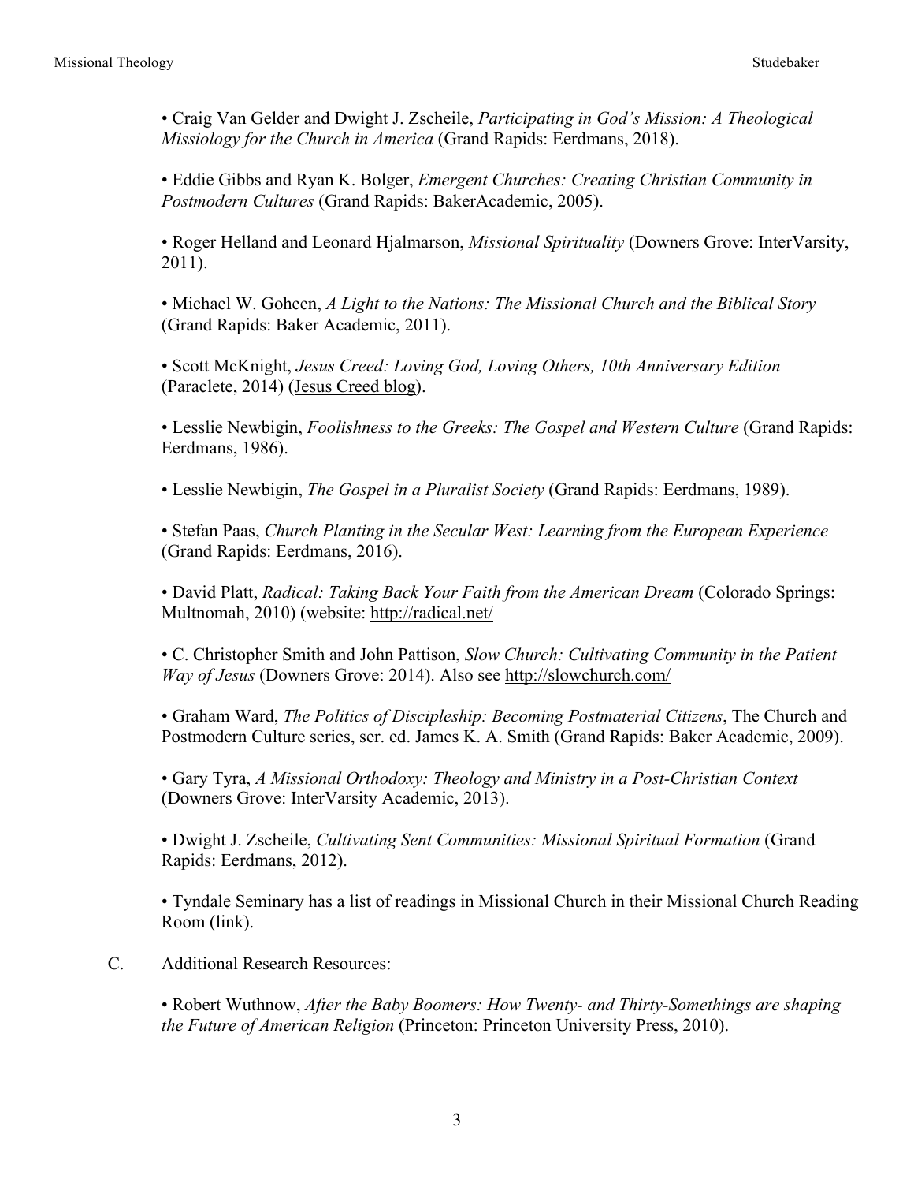• Craig Van Gelder and Dwight J. Zscheile, *Participating in God's Mission: A Theological Missiology for the Church in America* (Grand Rapids: Eerdmans, 2018).

• Eddie Gibbs and Ryan K. Bolger, *Emergent Churches: Creating Christian Community in Postmodern Cultures* (Grand Rapids: BakerAcademic, 2005).

• Roger Helland and Leonard Hjalmarson, *Missional Spirituality* (Downers Grove: InterVarsity, 2011).

• Michael W. Goheen, *A Light to the Nations: The Missional Church and the Biblical Story* (Grand Rapids: Baker Academic, 2011).

• Scott McKnight, *Jesus Creed: Loving God, Loving Others, 10th Anniversary Edition* (Paraclete, 2014) (Jesus Creed blog).

• Lesslie Newbigin, *Foolishness to the Greeks: The Gospel and Western Culture* (Grand Rapids: Eerdmans, 1986).

• Lesslie Newbigin, *The Gospel in a Pluralist Society* (Grand Rapids: Eerdmans, 1989).

• Stefan Paas, *Church Planting in the Secular West: Learning from the European Experience* (Grand Rapids: Eerdmans, 2016).

• David Platt, *Radical: Taking Back Your Faith from the American Dream* (Colorado Springs: Multnomah, 2010) (website: http://radical.net/

• C. Christopher Smith and John Pattison, *Slow Church: Cultivating Community in the Patient Way of Jesus* (Downers Grove: 2014). Also see http://slowchurch.com/

• Graham Ward, *The Politics of Discipleship: Becoming Postmaterial Citizens*, The Church and Postmodern Culture series, ser. ed. James K. A. Smith (Grand Rapids: Baker Academic, 2009).

• Gary Tyra, *A Missional Orthodoxy: Theology and Ministry in a Post-Christian Context* (Downers Grove: InterVarsity Academic, 2013).

• Dwight J. Zscheile, *Cultivating Sent Communities: Missional Spiritual Formation* (Grand Rapids: Eerdmans, 2012).

• Tyndale Seminary has a list of readings in Missional Church in their Missional Church Reading Room (link).

C. Additional Research Resources:

• Robert Wuthnow, *After the Baby Boomers: How Twenty- and Thirty-Somethings are shaping the Future of American Religion* (Princeton: Princeton University Press, 2010).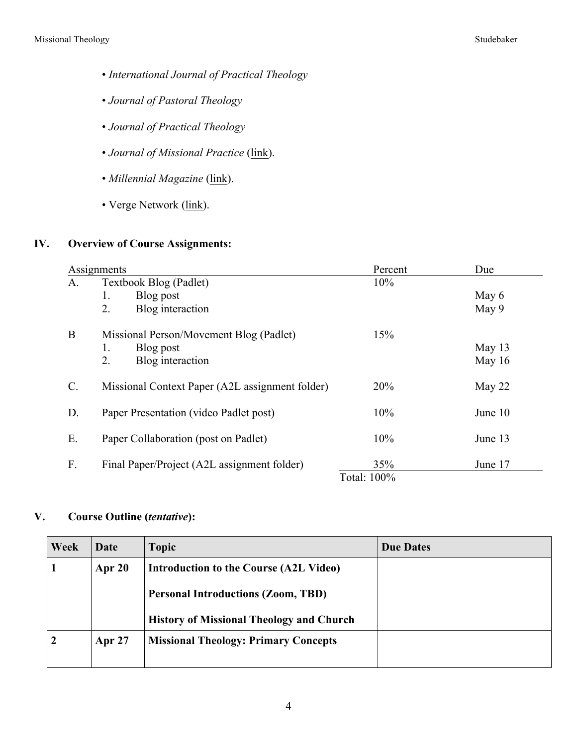- *International Journal of Practical Theology*
- *Journal of Pastoral Theology*
- *Journal of Practical Theology*
- *Journal of Missional Practice* (link).
- *Millennial Magazine* (link).
- Verge Network (link).

## IV. Overview of Course Assignments:

| Assignments | | Percent | Due |
|---|---|---|---|
| A. | Textbook Blog (Padlet) | 10% | |
| | 1. Blog post | | May 6 |
| | 2. Blog interaction | | May 9 |
| B | Missional Person/Movement Blog (Padlet) | 15% | |
| | 1. Blog post | | May 13 |
| | 2. Blog interaction | | May 16 |
| C. | Missional Context Paper (A2L assignment folder) | 20% | May 22 |
| D. | Paper Presentation (video Padlet post) | 10% | June 10 |
| E. | Paper Collaboration (post on Padlet) | 10% | June 13 |
| F. | Final Paper/Project (A2L assignment folder) | 35% | June 17 |
| | | Total: 100% | |

## V. Course Outline (*tentative*):

| Week | Date | Topic | Due Dates |
|---|---|---|---|
| **1** | **Apr 20** | **Introduction to the Course (A2L Video)**<br><br>**Personal Introductions (Zoom, TBD)**<br><br>**History of Missional Theology and Church** | |
| **2** | **Apr 27** | **Missional Theology: Primary Concepts** | |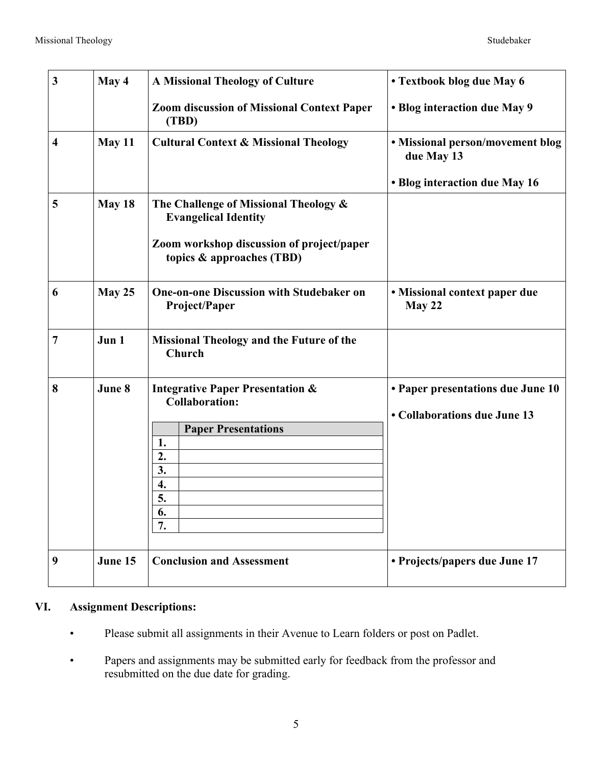| | | | |
|---|---|---|---|
| **3** | **May 4** | **A Missional Theology of Culture**<br><br>**Zoom discussion of Missional Context Paper (TBD)** | **• Textbook blog due May 6**<br><br>**• Blog interaction due May 9** |
| **4** | **May 11** | **Cultural Context & Missional Theology** | **• Missional person/movement blog due May 13**<br><br>**• Blog interaction due May 16** |
| **5** | **May 18** | **The Challenge of Missional Theology & Evangelical Identity**<br><br>**Zoom workshop discussion of project/paper topics & approaches (TBD)** | |
| **6** | **May 25** | **One-on-one Discussion with Studebaker on Project/Paper** | **• Missional context paper due May 22** |
| **7** | **Jun 1** | **Missional Theology and the Future of the Church** | |
| **8** | **June 8** | **Integrative Paper Presentation & Collaboration:**<br><br>**Paper Presentations**<br>**1.**<br>**2.**<br>**3.**<br>**4.**<br>**5.**<br>**6.**<br>**7.** | **• Paper presentations due June 10**<br><br>**• Collaborations due June 13** |
| **9** | **June 15** | **Conclusion and Assessment** | **• Projects/papers due June 17** |

## VI. Assignment Descriptions:

- Please submit all assignments in their Avenue to Learn folders or post on Padlet.
- Papers and assignments may be submitted early for feedback from the professor and resubmitted on the due date for grading.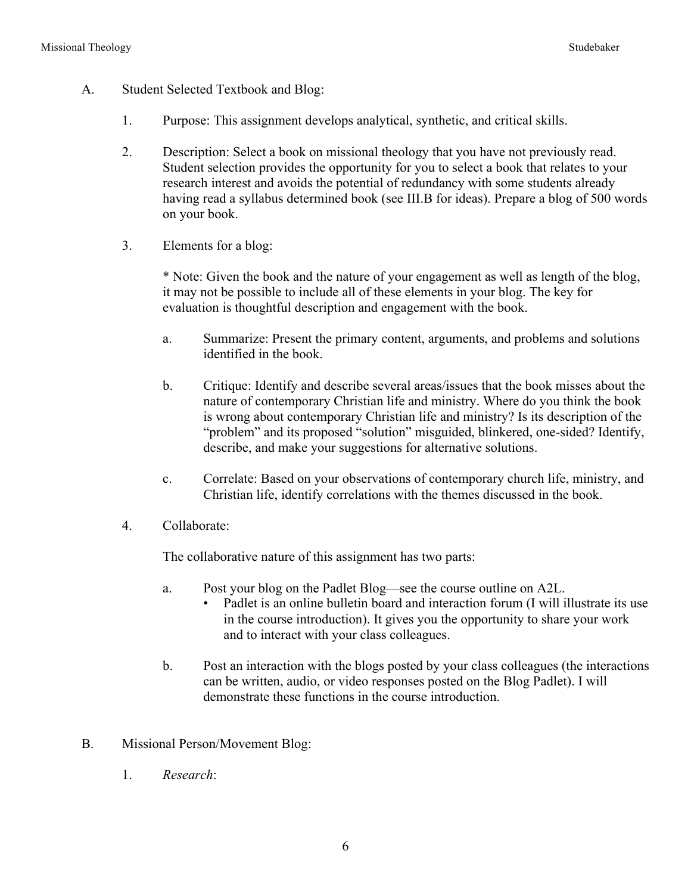A. Student Selected Textbook and Blog:

1. Purpose: This assignment develops analytical, synthetic, and critical skills.

2. Description: Select a book on missional theology that you have not previously read. Student selection provides the opportunity for you to select a book that relates to your research interest and avoids the potential of redundancy with some students already having read a syllabus determined book (see III.B for ideas). Prepare a blog of 500 words on your book.

3. Elements for a blog:

   * Note: Given the book and the nature of your engagement as well as length of the blog, it may not be possible to include all of these elements in your blog. The key for evaluation is thoughtful description and engagement with the book.

   a. Summarize: Present the primary content, arguments, and problems and solutions identified in the book.

   b. Critique: Identify and describe several areas/issues that the book misses about the nature of contemporary Christian life and ministry. Where do you think the book is wrong about contemporary Christian life and ministry? Is its description of the "problem" and its proposed "solution" misguided, blinkered, one-sided? Identify, describe, and make your suggestions for alternative solutions.

   c. Correlate: Based on your observations of contemporary church life, ministry, and Christian life, identify correlations with the themes discussed in the book.

4. Collaborate:

   The collaborative nature of this assignment has two parts:

   a. Post your blog on the Padlet Blog—see the course outline on A2L.
      - Padlet is an online bulletin board and interaction forum (I will illustrate its use in the course introduction). It gives you the opportunity to share your work and to interact with your class colleagues.

   b. Post an interaction with the blogs posted by your class colleagues (the interactions can be written, audio, or video responses posted on the Blog Padlet). I will demonstrate these functions in the course introduction.

B. Missional Person/Movement Blog:

1. *Research*: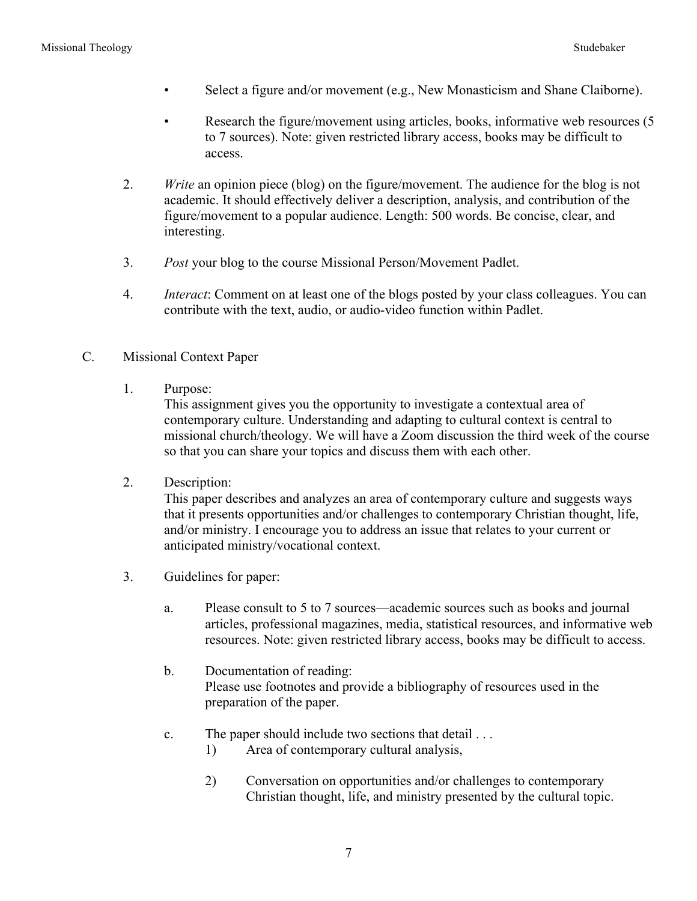- Select a figure and/or movement (e.g., New Monasticism and Shane Claiborne).

- Research the figure/movement using articles, books, informative web resources (5 to 7 sources). Note: given restricted library access, books may be difficult to access.

2. *Write* an opinion piece (blog) on the figure/movement. The audience for the blog is not academic. It should effectively deliver a description, analysis, and contribution of the figure/movement to a popular audience. Length: 500 words. Be concise, clear, and interesting.

3. *Post* your blog to the course Missional Person/Movement Padlet.

4. *Interact*: Comment on at least one of the blogs posted by your class colleagues. You can contribute with the text, audio, or audio-video function within Padlet.

C. Missional Context Paper

1. Purpose:
   This assignment gives you the opportunity to investigate a contextual area of contemporary culture. Understanding and adapting to cultural context is central to missional church/theology. We will have a Zoom discussion the third week of the course so that you can share your topics and discuss them with each other.

2. Description:
   This paper describes and analyzes an area of contemporary culture and suggests ways that it presents opportunities and/or challenges to contemporary Christian thought, life, and/or ministry. I encourage you to address an issue that relates to your current or anticipated ministry/vocational context.

3. Guidelines for paper:

   a. Please consult to 5 to 7 sources—academic sources such as books and journal articles, professional magazines, media, statistical resources, and informative web resources. Note: given restricted library access, books may be difficult to access.

   b. Documentation of reading:
      Please use footnotes and provide a bibliography of resources used in the preparation of the paper.

   c. The paper should include two sections that detail . . .
      1) Area of contemporary cultural analysis,

      2) Conversation on opportunities and/or challenges to contemporary Christian thought, life, and ministry presented by the cultural topic.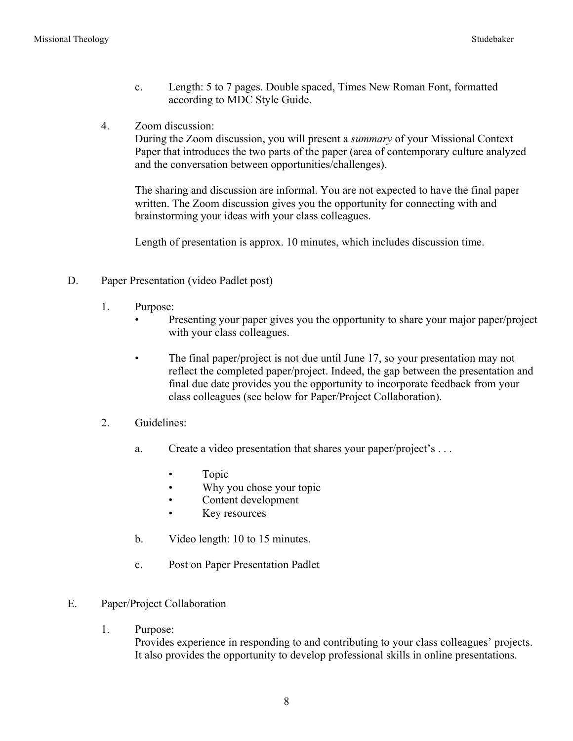c. Length: 5 to 7 pages. Double spaced, Times New Roman Font, formatted according to MDC Style Guide.

4. Zoom discussion:
   During the Zoom discussion, you will present a *summary* of your Missional Context Paper that introduces the two parts of the paper (area of contemporary culture analyzed and the conversation between opportunities/challenges).

   The sharing and discussion are informal. You are not expected to have the final paper written. The Zoom discussion gives you the opportunity for connecting with and brainstorming your ideas with your class colleagues.

   Length of presentation is approx. 10 minutes, which includes discussion time.

D. Paper Presentation (video Padlet post)

1. Purpose:
   - Presenting your paper gives you the opportunity to share your major paper/project with your class colleagues.
   - The final paper/project is not due until June 17, so your presentation may not reflect the completed paper/project. Indeed, the gap between the presentation and final due date provides you the opportunity to incorporate feedback from your class colleagues (see below for Paper/Project Collaboration).

2. Guidelines:

   a. Create a video presentation that shares your paper/project's . . .

      - Topic
      - Why you chose your topic
      - Content development
      - Key resources

   b. Video length: 10 to 15 minutes.

   c. Post on Paper Presentation Padlet

E. Paper/Project Collaboration

1. Purpose:
   Provides experience in responding to and contributing to your class colleagues' projects. It also provides the opportunity to develop professional skills in online presentations.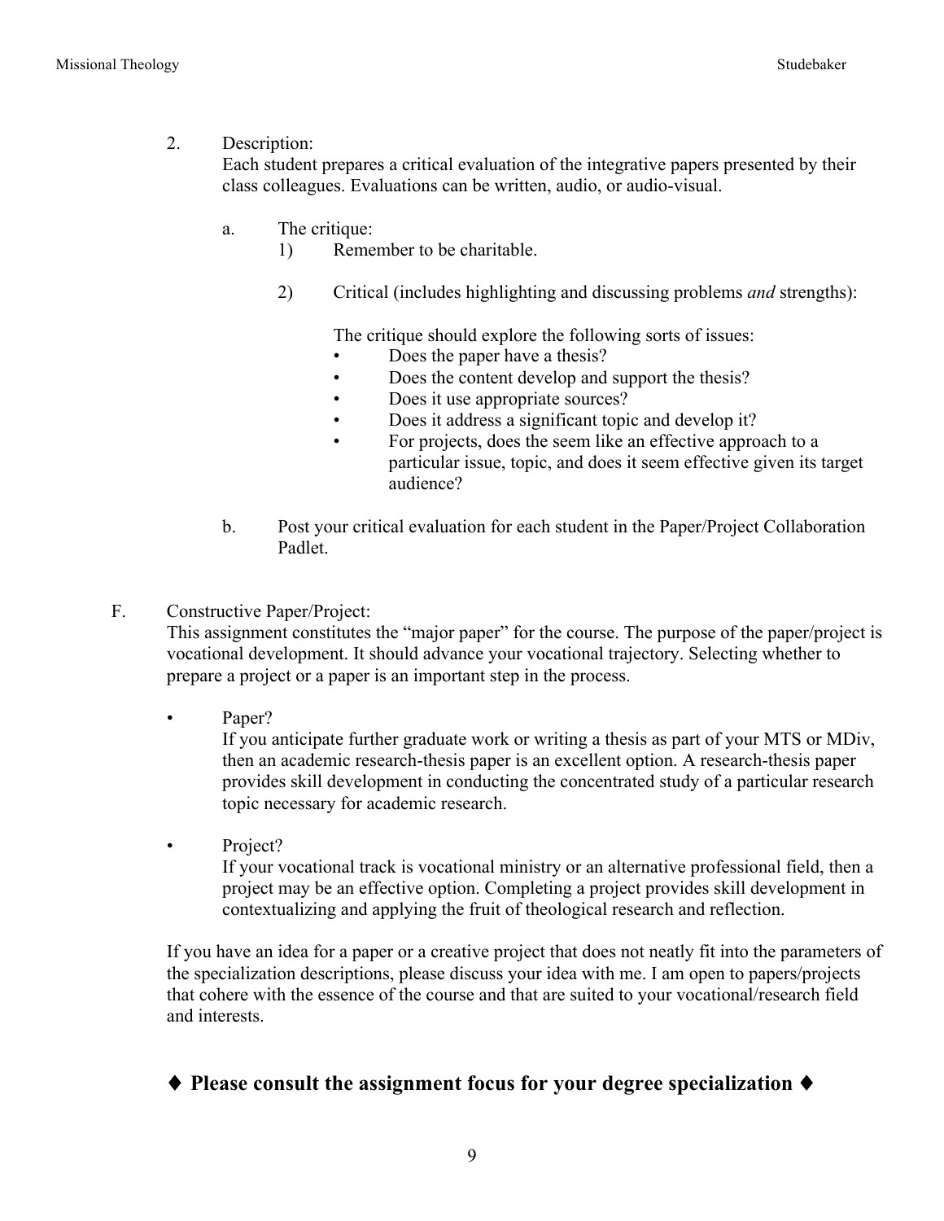2. Description:
   Each student prepares a critical evaluation of the integrative papers presented by their class colleagues. Evaluations can be written, audio, or audio-visual.

   a. The critique:
      1) Remember to be charitable.

      2) Critical (includes highlighting and discussing problems *and* strengths):

         The critique should explore the following sorts of issues:
         - Does the paper have a thesis?
         - Does the content develop and support the thesis?
         - Does it use appropriate sources?
         - Does it address a significant topic and develop it?
         - For projects, does the seem like an effective approach to a particular issue, topic, and does it seem effective given its target audience?

   b. Post your critical evaluation for each student in the Paper/Project Collaboration Padlet.

F. Constructive Paper/Project:
This assignment constitutes the "major paper" for the course. The purpose of the paper/project is vocational development. It should advance your vocational trajectory. Selecting whether to prepare a project or a paper is an important step in the process.

- Paper?
  If you anticipate further graduate work or writing a thesis as part of your MTS or MDiv, then an academic research-thesis paper is an excellent option. A research-thesis paper provides skill development in conducting the concentrated study of a particular research topic necessary for academic research.

- Project?
  If your vocational track is vocational ministry or an alternative professional field, then a project may be an effective option. Completing a project provides skill development in contextualizing and applying the fruit of theological research and reflection.

If you have an idea for a paper or a creative project that does not neatly fit into the parameters of the specialization descriptions, please discuss your idea with me. I am open to papers/projects that cohere with the essence of the course and that are suited to your vocational/research field and interests.

### ♦ Please consult the assignment focus for your degree specialization ♦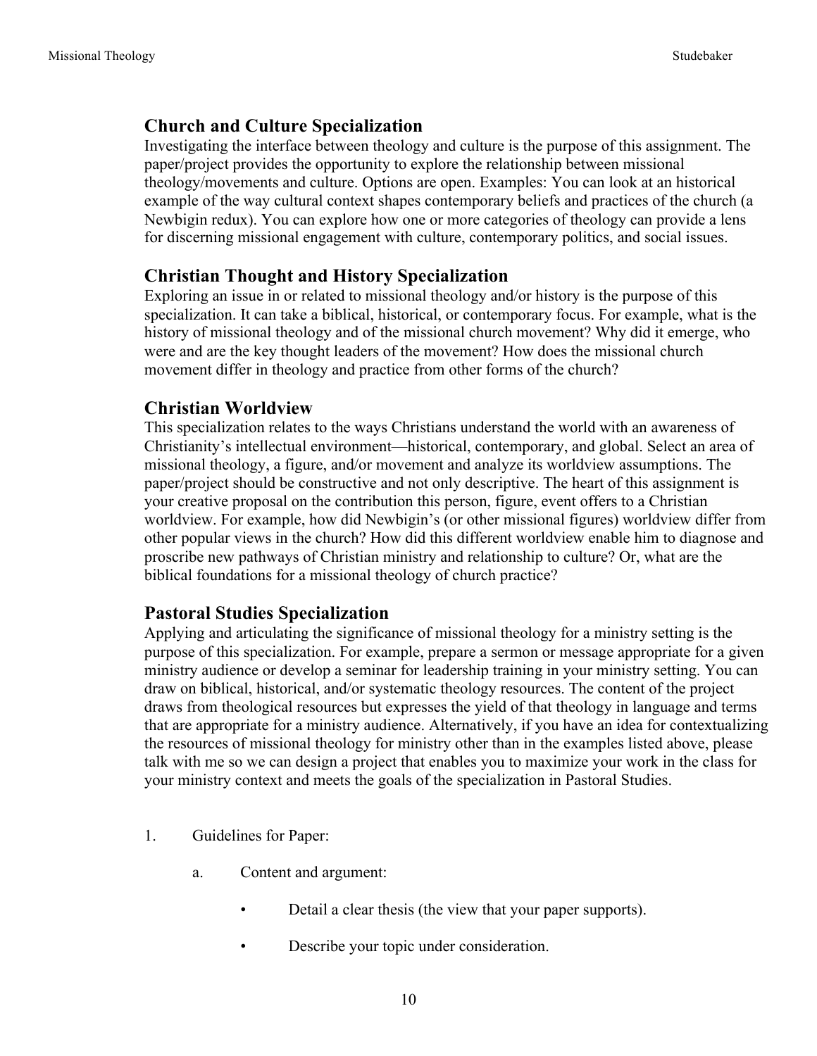## Church and Culture Specialization

Investigating the interface between theology and culture is the purpose of this assignment. The paper/project provides the opportunity to explore the relationship between missional theology/movements and culture. Options are open. Examples: You can look at an historical example of the way cultural context shapes contemporary beliefs and practices of the church (a Newbigin redux). You can explore how one or more categories of theology can provide a lens for discerning missional engagement with culture, contemporary politics, and social issues.

## Christian Thought and History Specialization

Exploring an issue in or related to missional theology and/or history is the purpose of this specialization. It can take a biblical, historical, or contemporary focus. For example, what is the history of missional theology and of the missional church movement? Why did it emerge, who were and are the key thought leaders of the movement? How does the missional church movement differ in theology and practice from other forms of the church?

## Christian Worldview

This specialization relates to the ways Christians understand the world with an awareness of Christianity's intellectual environment—historical, contemporary, and global. Select an area of missional theology, a figure, and/or movement and analyze its worldview assumptions. The paper/project should be constructive and not only descriptive. The heart of this assignment is your creative proposal on the contribution this person, figure, event offers to a Christian worldview. For example, how did Newbigin's (or other missional figures) worldview differ from other popular views in the church? How did this different worldview enable him to diagnose and proscribe new pathways of Christian ministry and relationship to culture? Or, what are the biblical foundations for a missional theology of church practice?

## Pastoral Studies Specialization

Applying and articulating the significance of missional theology for a ministry setting is the purpose of this specialization. For example, prepare a sermon or message appropriate for a given ministry audience or develop a seminar for leadership training in your ministry setting. You can draw on biblical, historical, and/or systematic theology resources. The content of the project draws from theological resources but expresses the yield of that theology in language and terms that are appropriate for a ministry audience. Alternatively, if you have an idea for contextualizing the resources of missional theology for ministry other than in the examples listed above, please talk with me so we can design a project that enables you to maximize your work in the class for your ministry context and meets the goals of the specialization in Pastoral Studies.

1. Guidelines for Paper:

    a. Content and argument:

        - Detail a clear thesis (the view that your paper supports).
        - Describe your topic under consideration.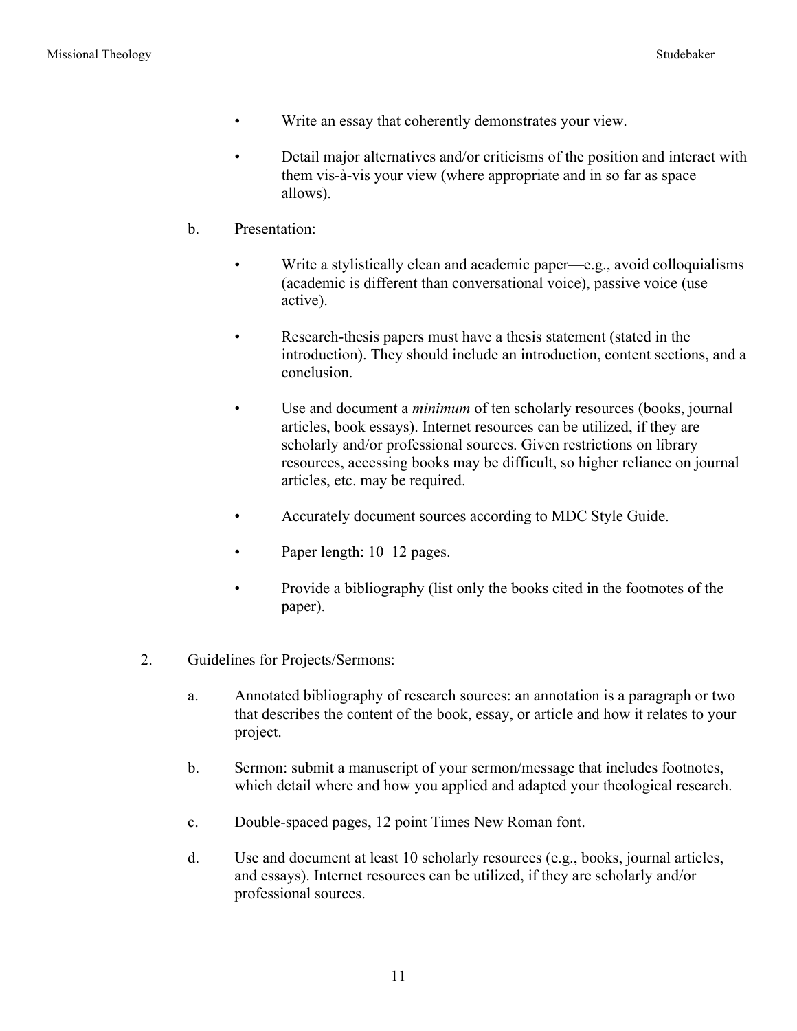- Write an essay that coherently demonstrates your view.

- Detail major alternatives and/or criticisms of the position and interact with them vis-à-vis your view (where appropriate and in so far as space allows).

b. Presentation:

- Write a stylistically clean and academic paper—e.g., avoid colloquialisms (academic is different than conversational voice), passive voice (use active).

- Research-thesis papers must have a thesis statement (stated in the introduction). They should include an introduction, content sections, and a conclusion.

- Use and document a *minimum* of ten scholarly resources (books, journal articles, book essays). Internet resources can be utilized, if they are scholarly and/or professional sources. Given restrictions on library resources, accessing books may be difficult, so higher reliance on journal articles, etc. may be required.

- Accurately document sources according to MDC Style Guide.

- Paper length: 10–12 pages.

- Provide a bibliography (list only the books cited in the footnotes of the paper).

2. Guidelines for Projects/Sermons:

   a. Annotated bibliography of research sources: an annotation is a paragraph or two that describes the content of the book, essay, or article and how it relates to your project.

   b. Sermon: submit a manuscript of your sermon/message that includes footnotes, which detail where and how you applied and adapted your theological research.

   c. Double-spaced pages, 12 point Times New Roman font.

   d. Use and document at least 10 scholarly resources (e.g., books, journal articles, and essays). Internet resources can be utilized, if they are scholarly and/or professional sources.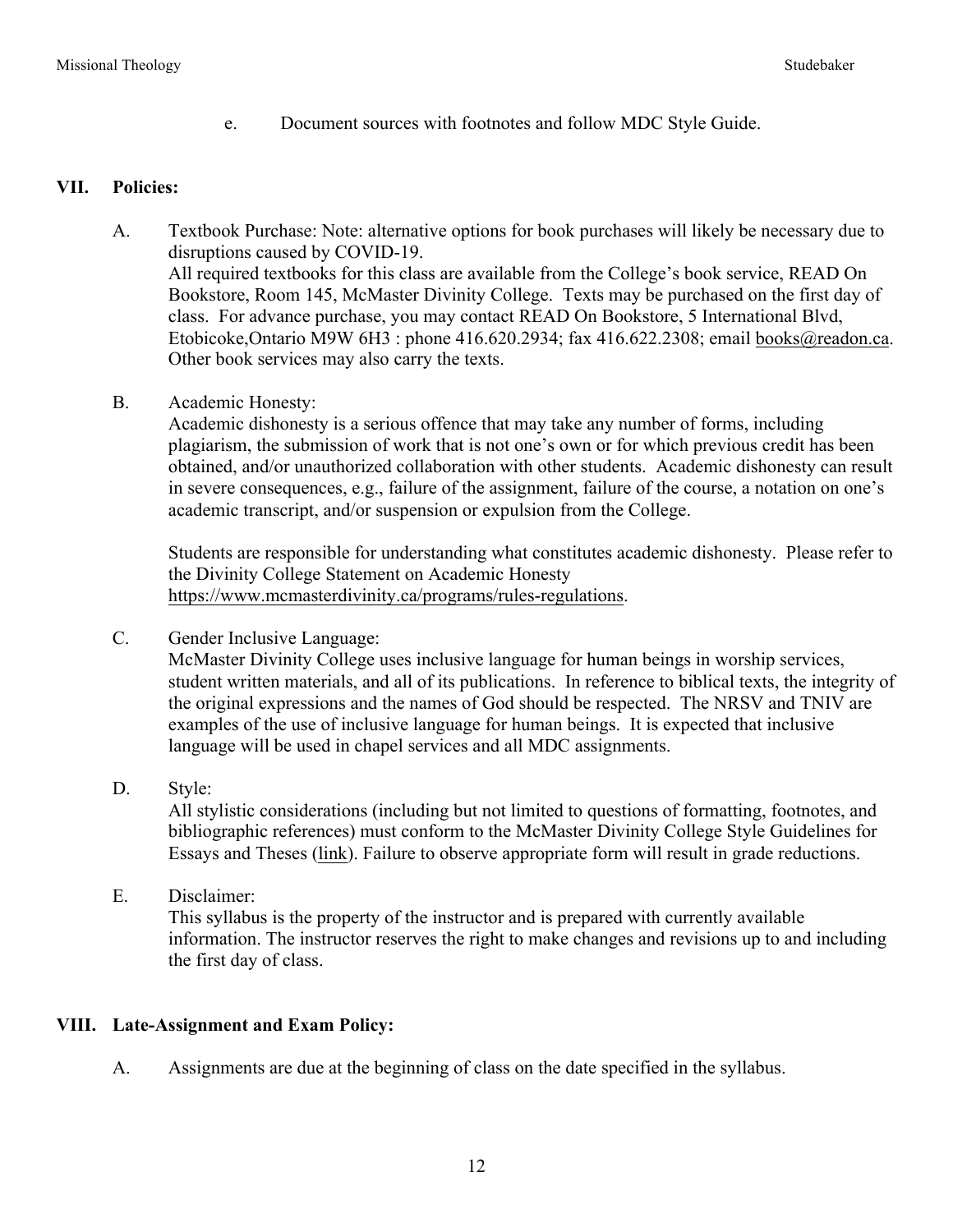e. Document sources with footnotes and follow MDC Style Guide.

## VII. Policies:

A. Textbook Purchase: Note: alternative options for book purchases will likely be necessary due to disruptions caused by COVID-19.
All required textbooks for this class are available from the College's book service, READ On Bookstore, Room 145, McMaster Divinity College. Texts may be purchased on the first day of class. For advance purchase, you may contact READ On Bookstore, 5 International Blvd, Etobicoke,Ontario M9W 6H3 : phone 416.620.2934; fax 416.622.2308; email books@readon.ca. Other book services may also carry the texts.

B. Academic Honesty:
Academic dishonesty is a serious offence that may take any number of forms, including plagiarism, the submission of work that is not one's own or for which previous credit has been obtained, and/or unauthorized collaboration with other students. Academic dishonesty can result in severe consequences, e.g., failure of the assignment, failure of the course, a notation on one's academic transcript, and/or suspension or expulsion from the College.

Students are responsible for understanding what constitutes academic dishonesty. Please refer to the Divinity College Statement on Academic Honesty https://www.mcmasterdivinity.ca/programs/rules-regulations.

C. Gender Inclusive Language:
McMaster Divinity College uses inclusive language for human beings in worship services, student written materials, and all of its publications. In reference to biblical texts, the integrity of the original expressions and the names of God should be respected. The NRSV and TNIV are examples of the use of inclusive language for human beings. It is expected that inclusive language will be used in chapel services and all MDC assignments.

D. Style:
All stylistic considerations (including but not limited to questions of formatting, footnotes, and bibliographic references) must conform to the McMaster Divinity College Style Guidelines for Essays and Theses (link). Failure to observe appropriate form will result in grade reductions.

E. Disclaimer:
This syllabus is the property of the instructor and is prepared with currently available information. The instructor reserves the right to make changes and revisions up to and including the first day of class.

## VIII. Late-Assignment and Exam Policy:

A. Assignments are due at the beginning of class on the date specified in the syllabus.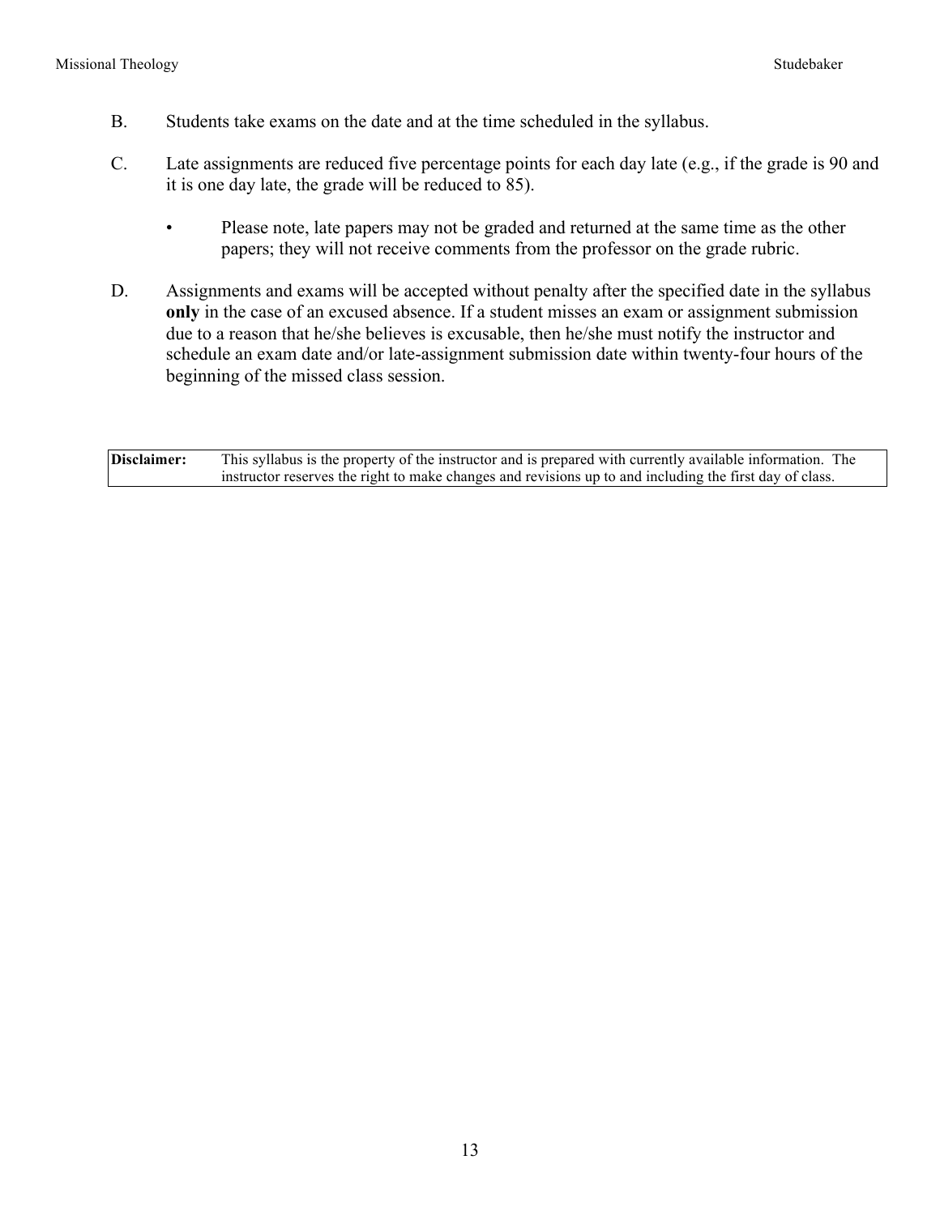B. Students take exams on the date and at the time scheduled in the syllabus.

C. Late assignments are reduced five percentage points for each day late (e.g., if the grade is 90 and it is one day late, the grade will be reduced to 85).

- Please note, late papers may not be graded and returned at the same time as the other papers; they will not receive comments from the professor on the grade rubric.

D. Assignments and exams will be accepted without penalty after the specified date in the syllabus **only** in the case of an excused absence. If a student misses an exam or assignment submission due to a reason that he/she believes is excusable, then he/she must notify the instructor and schedule an exam date and/or late-assignment submission date within twenty-four hours of the beginning of the missed class session.

| | |
|---|---|
| **Disclaimer:** | This syllabus is the property of the instructor and is prepared with currently available information. The instructor reserves the right to make changes and revisions up to and including the first day of class. |